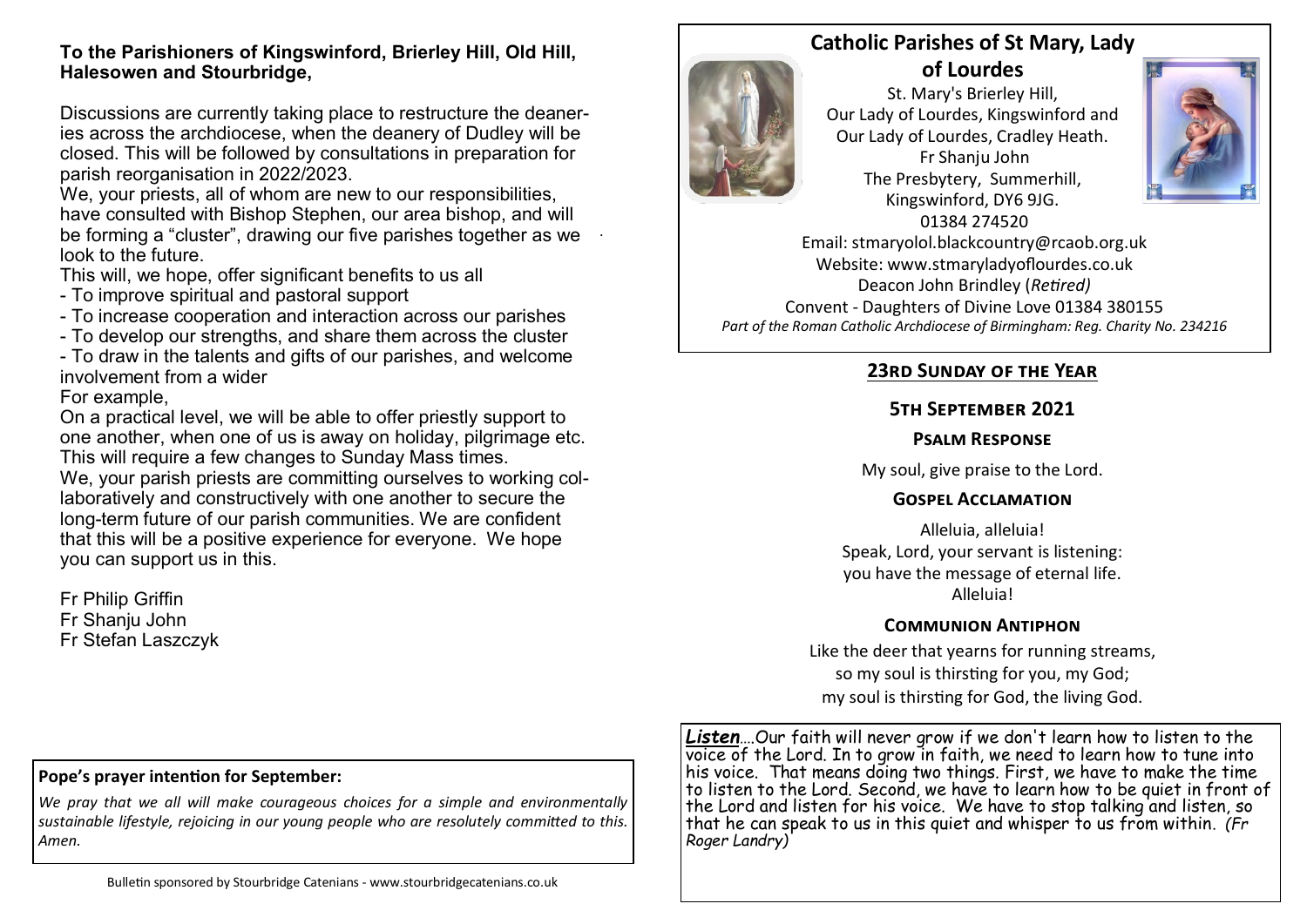**To the Parishioners of Kingswinford, Brierley Hill, Old Hill, Halesowen and Stourbridge,**

Discussions are currently taking place to restructure the deaneries across the archdiocese, when the deanery of Dudley will be closed. This will be followed by consultations in preparation for parish reorganisation in 2022/2023.

We, your priests, all of whom are new to our responsibilities, have consulted with Bishop Stephen, our area bishop, and will be forming a "cluster", drawing our five parishes together as we look to the future.

This will, we hope, offer significant benefits to us all

- To improve spiritual and pastoral support
- To increase cooperation and interaction across our parishes
- To develop our strengths, and share them across the cluster
- To draw in the talents and gifts of our parishes, and welcome involvement from a wider

For example,

On a practical level, we will be able to offer priestly support to one another, when one of us is away on holiday, pilgrimage etc. This will require a few changes to Sunday Mass times.

We, your parish priests are committing ourselves to working collaboratively and constructively with one another to secure the long-term future of our parish communities. We are confident that this will be a positive experience for everyone. We hope you can support us in this.

Fr Philip Griffin
Fr Shanju John
Fr Stefan Laszczyk

**Pope's prayer intention for September:**

*We pray that we all will make courageous choices for a simple and environmentally sustainable lifestyle, rejoicing in our young people who are resolutely committed to this. Amen.*

Bulletin sponsored by Stourbridge Catenians - www.stourbridgecatenians.co.uk

## Catholic Parishes of St Mary, Lady of Lourdes

St. Mary's Brierley Hill,
Our Lady of Lourdes, Kingswinford and
Our Lady of Lourdes, Cradley Heath.
Fr Shanju John
The Presbytery, Summerhill,
Kingswinford, DY6 9JG.
01384 274520
Email: stmaryolol.blackcountry@rcaob.org.uk
Website: www.stmaryladyoflourdes.co.uk
Deacon John Brindley (*Retired)*
Convent - Daughters of Divine Love 01384 380155
*Part of the Roman Catholic Archdiocese of Birmingham: Reg. Charity No. 234216*

## 23rd Sunday of the Year

### 5th September 2021

### Psalm Response

My soul, give praise to the Lord.

### Gospel Acclamation

Alleluia, alleluia!
Speak, Lord, your servant is listening:
you have the message of eternal life.
Alleluia!

### Communion Antiphon

Like the deer that yearns for running streams,
so my soul is thirsting for you, my God;
my soul is thirsting for God, the living God.

***Listen***….Our faith will never grow if we don't learn how to listen to the voice of the Lord. In to grow in faith, we need to learn how to tune into his voice. That means doing two things. First, we have to make the time to listen to the Lord. Second, we have to learn how to be quiet in front of the Lord and listen for his voice. We have to stop talking and listen, so that he can speak to us in this quiet and whisper to us from within. *(Fr Roger Landry)*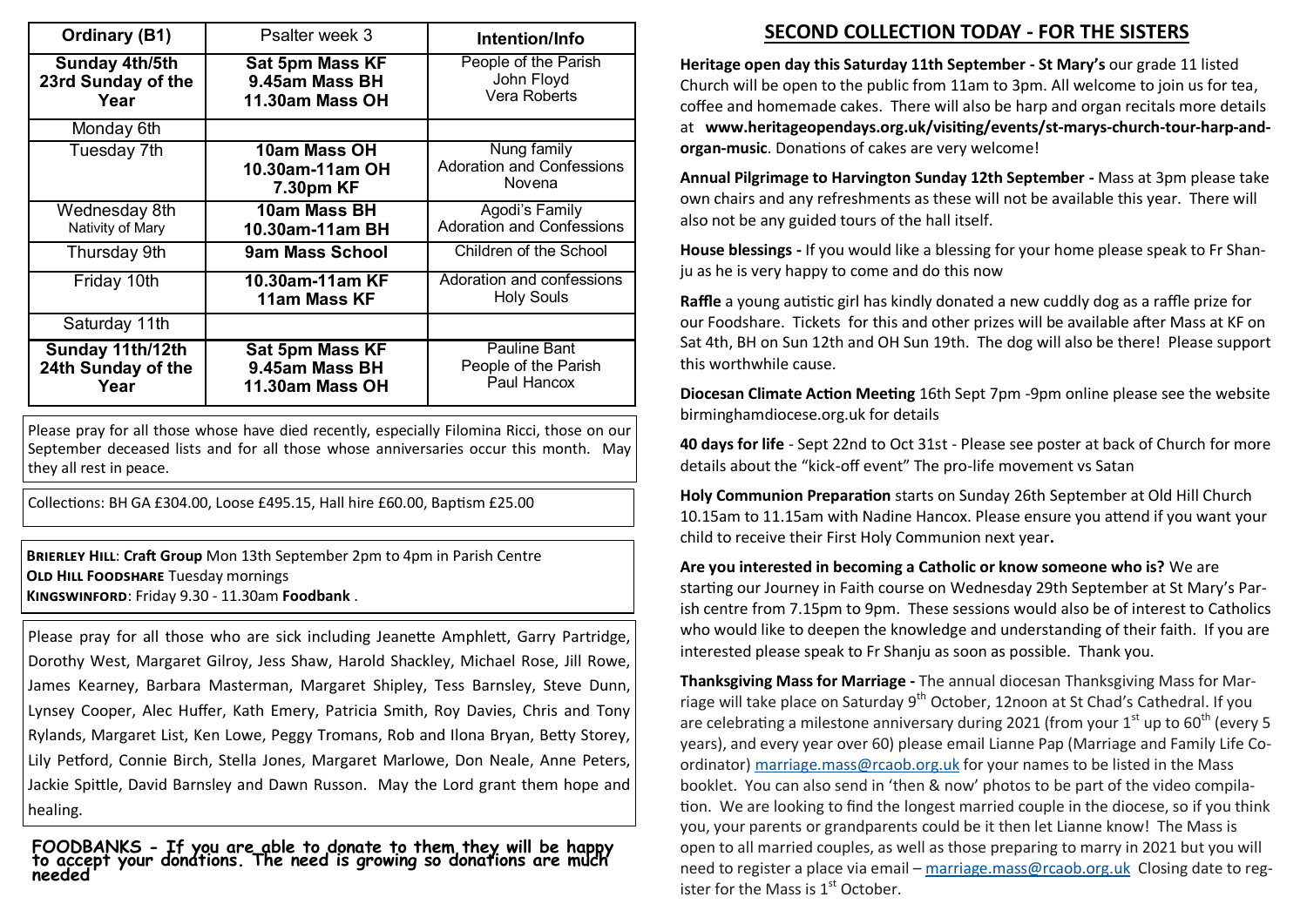| Ordinary (B1) | Psalter week 3 | Intention/Info |
| --- | --- | --- |
| **Sunday 4th/5th 23rd Sunday of the Year** | **Sat 5pm Mass KF 9.45am Mass BH 11.30am Mass OH** | People of the Parish John Floyd Vera Roberts |
| Monday 6th | | |
| Tuesday 7th | **10am Mass OH 10.30am-11am OH 7.30pm KF** | Nung family Adoration and Confessions Novena |
| Wednesday 8th Nativity of Mary | **10am Mass BH 10.30am-11am BH** | Agodi's Family Adoration and Confessions |
| Thursday 9th | **9am Mass School** | Children of the School |
| Friday 10th | **10.30am-11am KF 11am Mass KF** | Adoration and confessions Holy Souls |
| Saturday 11th | | |
| **Sunday 11th/12th 24th Sunday of the Year** | **Sat 5pm Mass KF 9.45am Mass BH 11.30am Mass OH** | Pauline Bant People of the Parish Paul Hancox |

Please pray for all those whose have died recently, especially Filomina Ricci, those on our September deceased lists and for all those whose anniversaries occur this month. May they all rest in peace.

Collections: BH GA £304.00, Loose £495.15, Hall hire £60.00, Baptism £25.00

**BRIERLEY HILL**: **Craft Group** Mon 13th September 2pm to 4pm in Parish Centre
**OLD HILL FOODSHARE** Tuesday mornings
**KINGSWINFORD**: Friday 9.30 - 11.30am **Foodbank** .

Please pray for all those who are sick including Jeanette Amphlett, Garry Partridge, Dorothy West, Margaret Gilroy, Jess Shaw, Harold Shackley, Michael Rose, Jill Rowe, James Kearney, Barbara Masterman, Margaret Shipley, Tess Barnsley, Steve Dunn, Lynsey Cooper, Alec Huffer, Kath Emery, Patricia Smith, Roy Davies, Chris and Tony Rylands, Margaret List, Ken Lowe, Peggy Tromans, Rob and Ilona Bryan, Betty Storey, Lily Petford, Connie Birch, Stella Jones, Margaret Marlowe, Don Neale, Anne Peters, Jackie Spittle, David Barnsley and Dawn Russon. May the Lord grant them hope and healing.

**FOODBANKS - If you are able to donate to them they will be happy to accept your donations. The need is growing so donations are much needed**

## SECOND COLLECTION TODAY - FOR THE SISTERS

**Heritage open day this Saturday 11th September - St Mary's** our grade 11 listed Church will be open to the public from 11am to 3pm. All welcome to join us for tea, coffee and homemade cakes. There will also be harp and organ recitals more details at **www.heritageopendays.org.uk/visiting/events/st-marys-church-tour-harp-and-organ-music**. Donations of cakes are very welcome!

**Annual Pilgrimage to Harvington Sunday 12th September -** Mass at 3pm please take own chairs and any refreshments as these will not be available this year. There will also not be any guided tours of the hall itself.

**House blessings -** If you would like a blessing for your home please speak to Fr Shanju as he is very happy to come and do this now

**Raffle** a young autistic girl has kindly donated a new cuddly dog as a raffle prize for our Foodshare. Tickets for this and other prizes will be available after Mass at KF on Sat 4th, BH on Sun 12th and OH Sun 19th. The dog will also be there! Please support this worthwhile cause.

**Diocesan Climate Action Meeting** 16th Sept 7pm -9pm online please see the website birminghamdiocese.org.uk for details

**40 days for life** - Sept 22nd to Oct 31st - Please see poster at back of Church for more details about the "kick-off event" The pro-life movement vs Satan

**Holy Communion Preparation** starts on Sunday 26th September at Old Hill Church 10.15am to 11.15am with Nadine Hancox. Please ensure you attend if you want your child to receive their First Holy Communion next year**.**

**Are you interested in becoming a Catholic or know someone who is?** We are starting our Journey in Faith course on Wednesday 29th September at St Mary's Parish centre from 7.15pm to 9pm. These sessions would also be of interest to Catholics who would like to deepen the knowledge and understanding of their faith. If you are interested please speak to Fr Shanju as soon as possible. Thank you.

**Thanksgiving Mass for Marriage -** The annual diocesan Thanksgiving Mass for Marriage will take place on Saturday 9th October, 12noon at St Chad's Cathedral. If you are celebrating a milestone anniversary during 2021 (from your 1st up to 60th (every 5 years), and every year over 60) please email Lianne Pap (Marriage and Family Life Co-ordinator) marriage.mass@rcaob.org.uk for your names to be listed in the Mass booklet. You can also send in 'then & now' photos to be part of the video compilation. We are looking to find the longest married couple in the diocese, so if you think you, your parents or grandparents could be it then let Lianne know! The Mass is open to all married couples, as well as those preparing to marry in 2021 but you will need to register a place via email – marriage.mass@rcaob.org.uk Closing date to register for the Mass is 1st October.